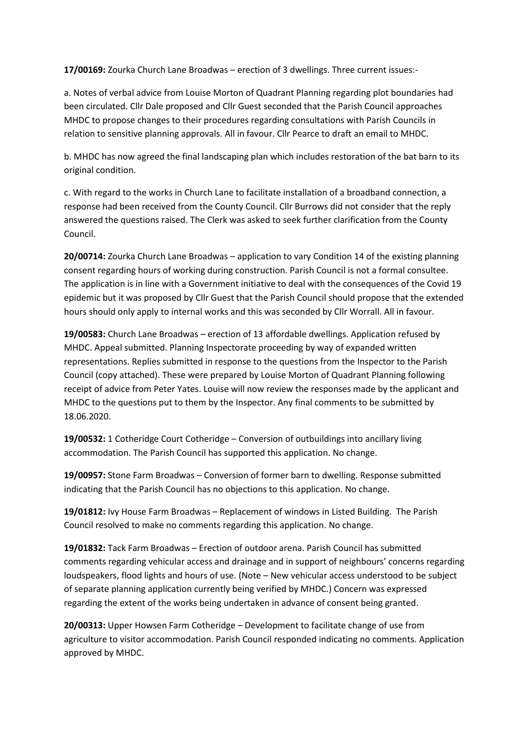**17/00169:** Zourka Church Lane Broadwas – erection of 3 dwellings. Three current issues:-

a. Notes of verbal advice from Louise Morton of Quadrant Planning regarding plot boundaries had been circulated. Cllr Dale proposed and Cllr Guest seconded that the Parish Council approaches MHDC to propose changes to their procedures regarding consultations with Parish Councils in relation to sensitive planning approvals. All in favour. Cllr Pearce to draft an email to MHDC.

b. MHDC has now agreed the final landscaping plan which includes restoration of the bat barn to its original condition.

c. With regard to the works in Church Lane to facilitate installation of a broadband connection, a response had been received from the County Council. Cllr Burrows did not consider that the reply answered the questions raised. The Clerk was asked to seek further clarification from the County Council.

**20/00714:** Zourka Church Lane Broadwas – application to vary Condition 14 of the existing planning consent regarding hours of working during construction. Parish Council is not a formal consultee. The application is in line with a Government initiative to deal with the consequences of the Covid 19 epidemic but it was proposed by Cllr Guest that the Parish Council should propose that the extended hours should only apply to internal works and this was seconded by Cllr Worrall. All in favour.

**19/00583:** Church Lane Broadwas – erection of 13 affordable dwellings. Application refused by MHDC. Appeal submitted. Planning Inspectorate proceeding by way of expanded written representations. Replies submitted in response to the questions from the Inspector to the Parish Council (copy attached). These were prepared by Louise Morton of Quadrant Planning following receipt of advice from Peter Yates. Louise will now review the responses made by the applicant and MHDC to the questions put to them by the Inspector. Any final comments to be submitted by 18.06.2020.

**19/00532:** 1 Cotheridge Court Cotheridge – Conversion of outbuildings into ancillary living accommodation. The Parish Council has supported this application. No change.

**19/00957:** Stone Farm Broadwas – Conversion of former barn to dwelling. Response submitted indicating that the Parish Council has no objections to this application. No change.

**19/01812:** Ivy House Farm Broadwas – Replacement of windows in Listed Building. The Parish Council resolved to make no comments regarding this application. No change.

**19/01832:** Tack Farm Broadwas – Erection of outdoor arena. Parish Council has submitted comments regarding vehicular access and drainage and in support of neighbours' concerns regarding loudspeakers, flood lights and hours of use. (Note – New vehicular access understood to be subject of separate planning application currently being verified by MHDC.) Concern was expressed regarding the extent of the works being undertaken in advance of consent being granted.

**20/00313:** Upper Howsen Farm Cotheridge – Development to facilitate change of use from agriculture to visitor accommodation. Parish Council responded indicating no comments. Application approved by MHDC.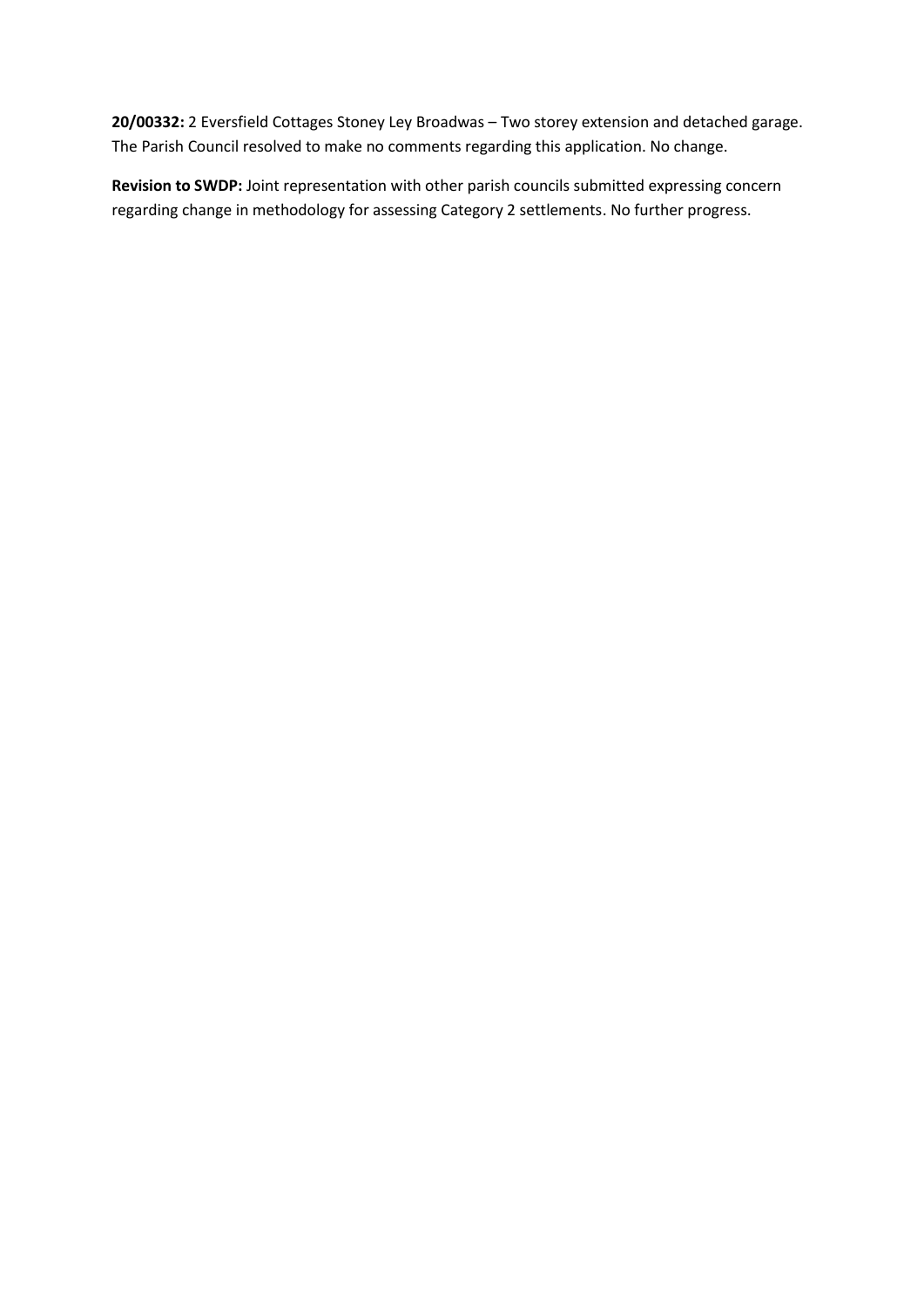**20/00332:** 2 Eversfield Cottages Stoney Ley Broadwas – Two storey extension and detached garage. The Parish Council resolved to make no comments regarding this application. No change.

**Revision to SWDP:** Joint representation with other parish councils submitted expressing concern regarding change in methodology for assessing Category 2 settlements. No further progress.